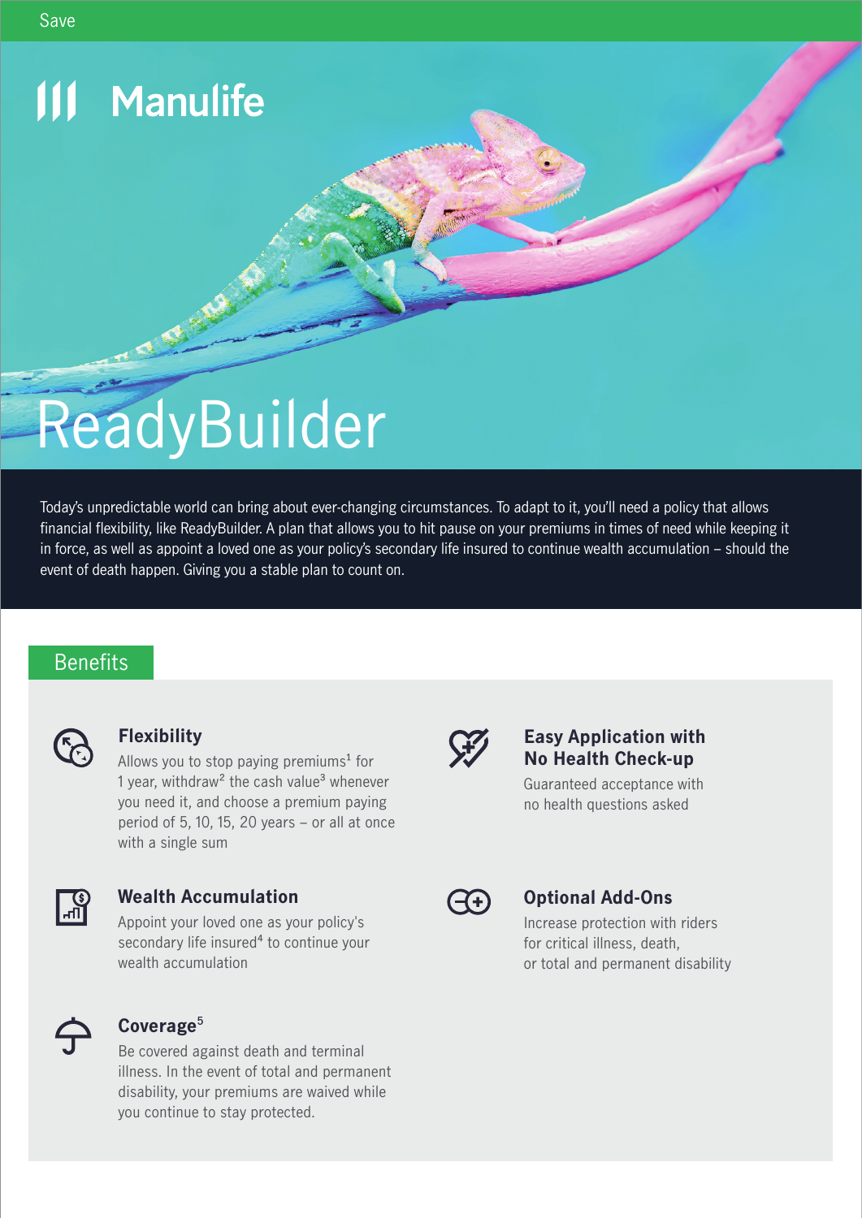Save

Manulife

# ReadyBuilder

Today's unpredictable world can bring about ever-changing circumstances. To adapt to it, you'll need a policy that allows financial flexibility, like ReadyBuilder. A plan that allows you to hit pause on your premiums in times of need while keeping it in force, as well as appoint a loved one as your policy's secondary life insured to continue wealth accumulation – should the event of death happen. Giving you a stable plan to count on.

## Benefits

### Flexibility

Allows you to stop paying premiums[1] for 1 year, withdraw[2] the cash value[3] whenever you need it, and choose a premium paying period of 5, 10, 15, 20 years – or all at once with a single sum

### Wealth Accumulation

Appoint your loved one as your policy's secondary life insured[4] to continue your wealth accumulation

### Coverage[5]

Be covered against death and terminal illness. In the event of total and permanent disability, your premiums are waived while you continue to stay protected.

### Easy Application with No Health Check-up

Guaranteed acceptance with no health questions asked

### Optional Add-Ons

Increase protection with riders for critical illness, death, or total and permanent disability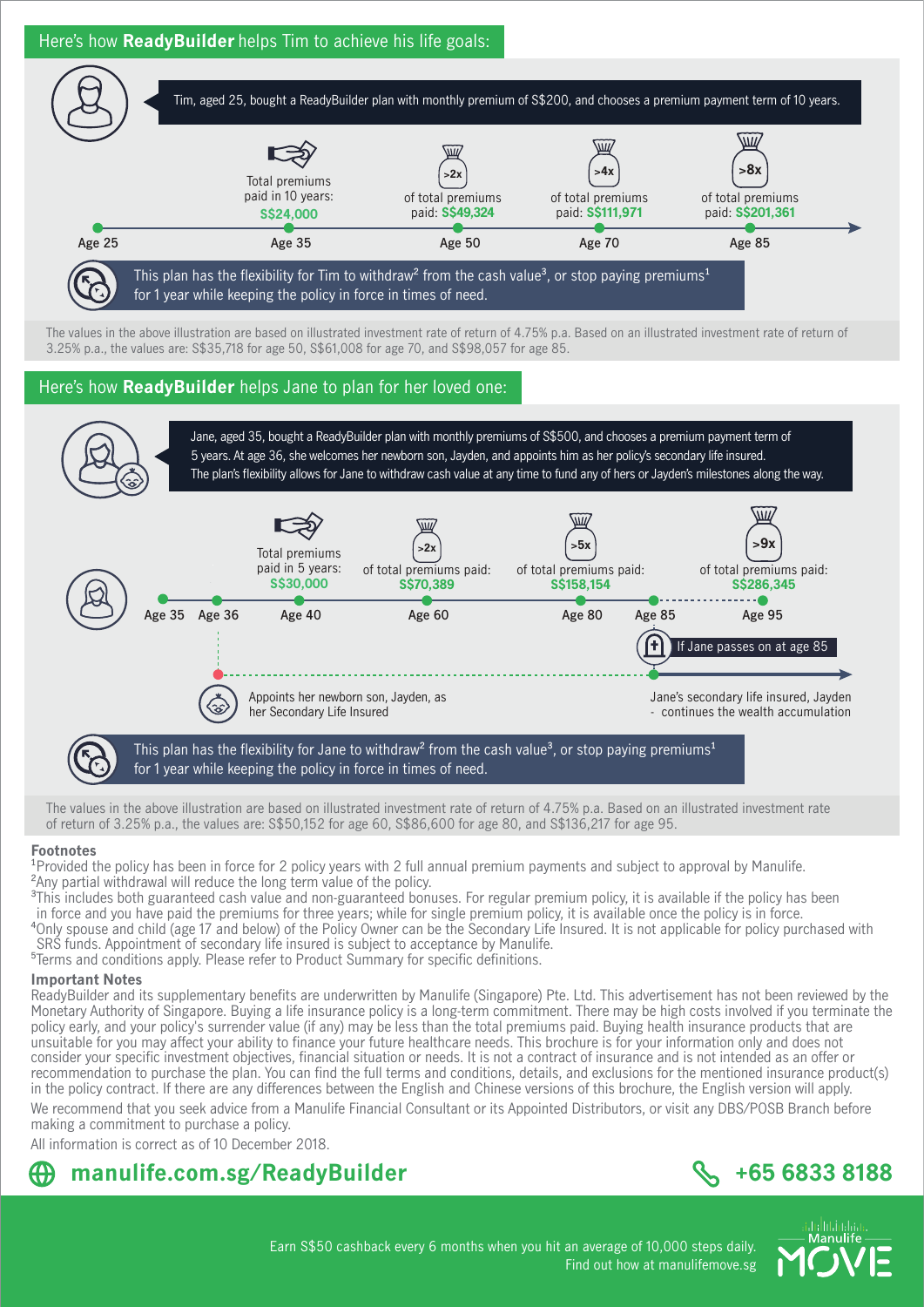## Here's how **ReadyBuilder** helps Tim to achieve his life goals:

Tim, aged 25, bought a ReadyBuilder plan with monthly premium of S$200, and chooses a premium payment term of 10 years.

Age 25

Age 35 — Total premiums paid in 10 years: **S$24,000**

Age 50 — >2x of total premiums paid: **S$49,324**

Age 70 — >4x of total premiums paid: **S$111,971**

Age 85 — >8x of total premiums paid: **S$201,361**

This plan has the flexibility for Tim to withdraw[2] from the cash value[3], or stop paying premiums[1] for 1 year while keeping the policy in force in times of need.

The values in the above illustration are based on illustrated investment rate of return of 4.75% p.a. Based on an illustrated investment rate of return of 3.25% p.a., the values are: S$35,718 for age 50, S$61,008 for age 70, and S$98,057 for age 85.

## Here's how **ReadyBuilder** helps Jane to plan for her loved one:

Jane, aged 35, bought a ReadyBuilder plan with monthly premiums of S$500, and chooses a premium payment term of 5 years. At age 36, she welcomes her newborn son, Jayden, and appoints him as her policy's secondary life insured. The plan's flexibility allows for Jane to withdraw cash value at any time to fund any of hers or Jayden's milestones along the way.

Age 35

Age 36 — Appoints her newborn son, Jayden, as her Secondary Life Insured

Age 40 — Total premiums paid in 5 years: **S$30,000**

Age 60 — >2x of total premiums paid: **S$70,389**

Age 80 — >5x of total premiums paid: **S$158,154**

Age 85 — If Jane passes on at age 85

Age 95 — >9x of total premiums paid: **S$286,345**

Jane's secondary life insured, Jayden - continues the wealth accumulation

This plan has the flexibility for Jane to withdraw[2] from the cash value[3], or stop paying premiums[1] for 1 year while keeping the policy in force in times of need.

The values in the above illustration are based on illustrated investment rate of return of 4.75% p.a. Based on an illustrated investment rate of return of 3.25% p.a., the values are: S$50,152 for age 60, S$86,600 for age 80, and S$136,217 for age 95.

### Footnotes

[1]Provided the policy has been in force for 2 policy years with 2 full annual premium payments and subject to approval by Manulife.
[2]Any partial withdrawal will reduce the long term value of the policy.
[3]This includes both guaranteed cash value and non-guaranteed bonuses. For regular premium policy, it is available if the policy has been in force and you have paid the premiums for three years; while for single premium policy, it is available once the policy is in force.
[4]Only spouse and child (age 17 and below) of the Policy Owner can be the Secondary Life Insured. It is not applicable for policy purchased with SRS funds. Appointment of secondary life insured is subject to acceptance by Manulife.
[5]Terms and conditions apply. Please refer to Product Summary for specific definitions.

### Important Notes

ReadyBuilder and its supplementary benefits are underwritten by Manulife (Singapore) Pte. Ltd. This advertisement has not been reviewed by the Monetary Authority of Singapore. Buying a life insurance policy is a long-term commitment. There may be high costs involved if you terminate the policy early, and your policy's surrender value (if any) may be less than the total premiums paid. Buying health insurance products that are unsuitable for you may affect your ability to finance your future healthcare needs. This brochure is for your information only and does not consider your specific investment objectives, financial situation or needs. It is not a contract of insurance and is not intended as an offer or recommendation to purchase the plan. You can find the full terms and conditions, details, and exclusions for the mentioned insurance product(s) in the policy contract. If there are any differences between the English and Chinese versions of this brochure, the English version will apply.

We recommend that you seek advice from a Manulife Financial Consultant or its Appointed Distributors, or visit any DBS/POSB Branch before making a commitment to purchase a policy.

All information is correct as of 10 December 2018.

**manulife.com.sg/ReadyBuilder** **+65 6833 8188**

Earn S$50 cashback every 6 months when you hit an average of 10,000 steps daily.
Find out how at manulifemove.sg

Manulife MOVE